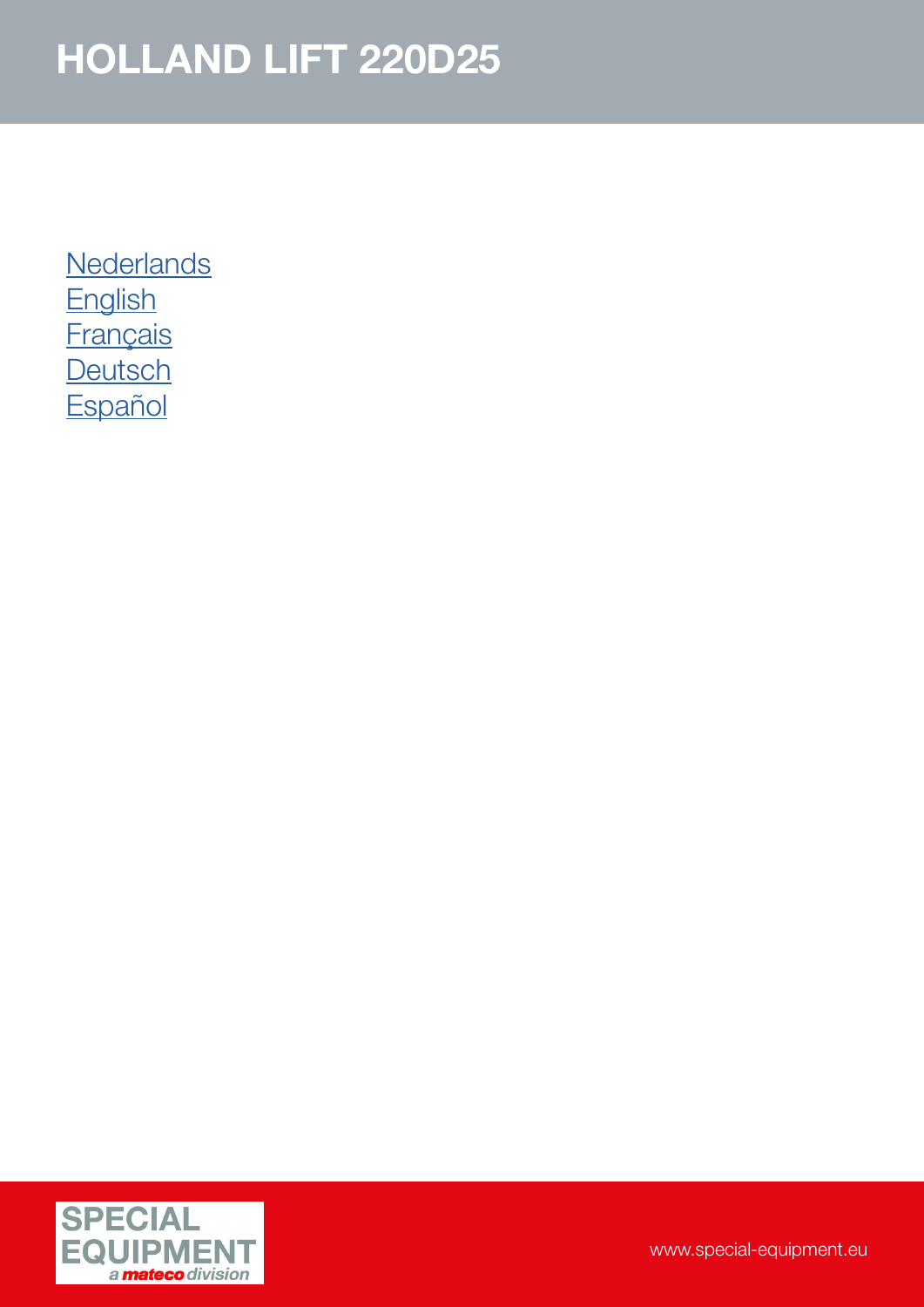# HOLLAND LIFT 220D25

Nederlands
English
Français
Deutsch
Español

SPECIAL EQUIPMENT a mateco division

www.special-equipment.eu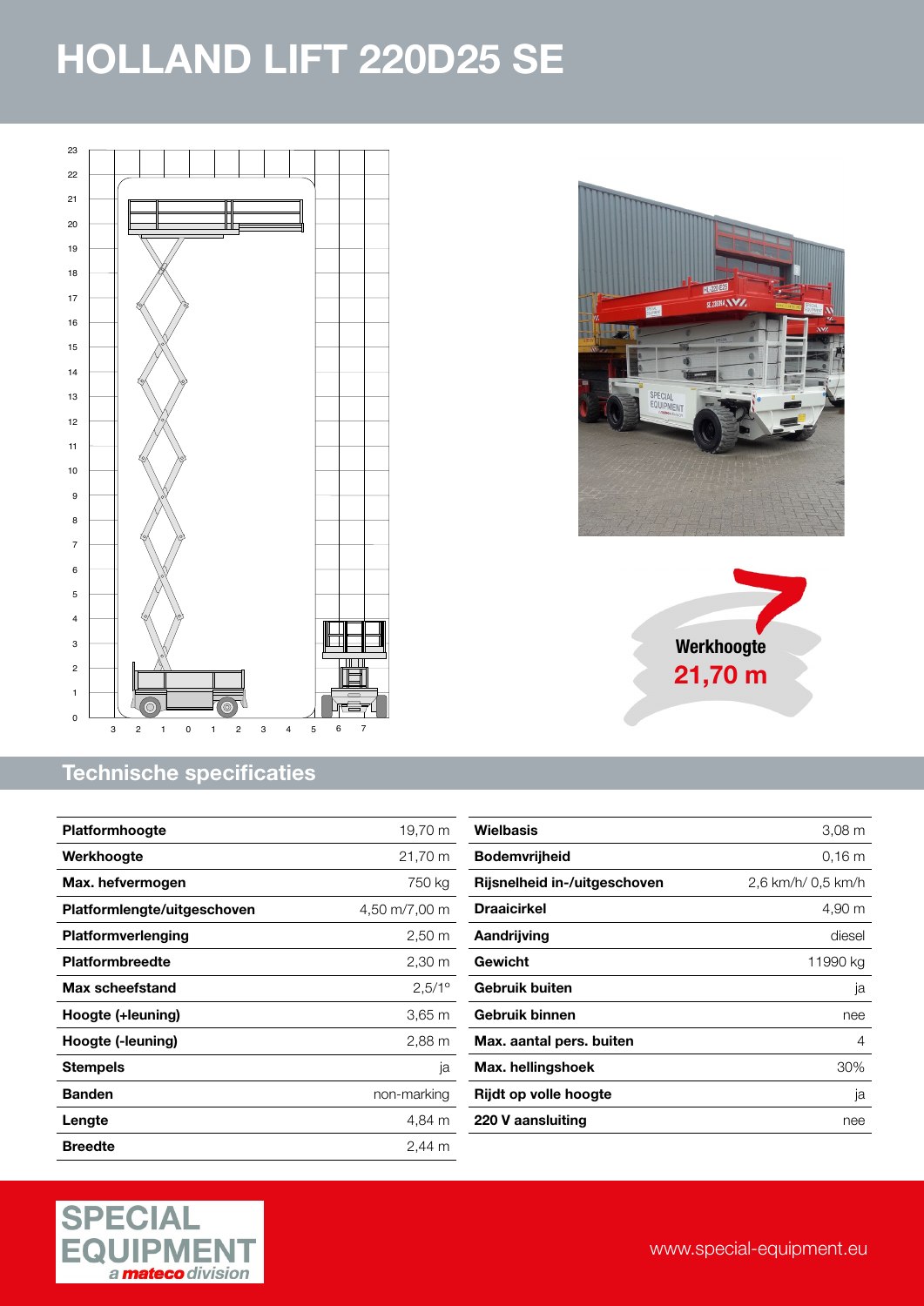# HOLLAND LIFT 220D25 SE

Werkhoogte
**21,70 m**

## Technische specificaties

| Platformhoogte | 19,70 m |
|---|---|
| Werkhoogte | 21,70 m |
| Max. hefvermogen | 750 kg |
| Platformlengte/uitgeschoven | 4,50 m/7,00 m |
| Platformverlenging | 2,50 m |
| Platformbreedte | 2,30 m |
| Max scheefstand | 2,5/1° |
| Hoogte (+leuning) | 3,65 m |
| Hoogte (-leuning) | 2,88 m |
| Stempels | ja |
| Banden | non-marking |
| Lengte | 4,84 m |
| Breedte | 2,44 m |

| Wielbasis | 3,08 m |
|---|---|
| Bodemvrijheid | 0,16 m |
| Rijsnelheid in-/uitgeschoven | 2,6 km/h/ 0,5 km/h |
| Draaicirkel | 4,90 m |
| Aandrijving | diesel |
| Gewicht | 11990 kg |
| Gebruik buiten | ja |
| Gebruik binnen | nee |
| Max. aantal pers. buiten | 4 |
| Max. hellingshoek | 30% |
| Rijdt op volle hoogte | ja |
| 220 V aansluiting | nee |

SPECIAL EQUIPMENT
*a mateco division*

www.special-equipment.eu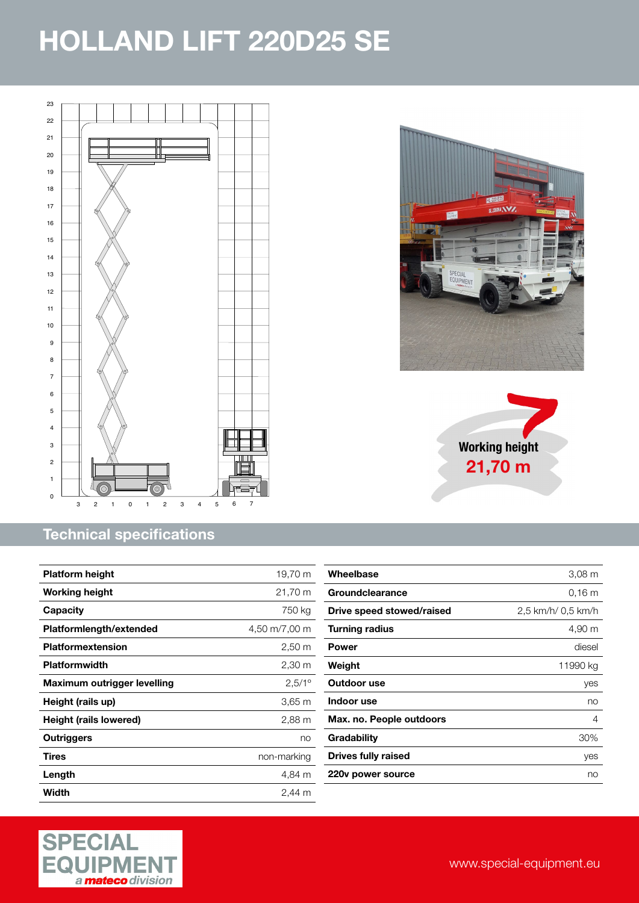# HOLLAND LIFT 220D25 SE

**Working height**
**21,70 m**

## Technical specifications

| Platform height | 19,70 m |
|---|---|
| Working height | 21,70 m |
| Capacity | 750 kg |
| Platformlength/extended | 4,50 m/7,00 m |
| Platformextension | 2,50 m |
| Platformwidth | 2,30 m |
| Maximum outrigger levelling | 2,5/1° |
| Height (rails up) | 3,65 m |
| Height (rails lowered) | 2,88 m |
| Outriggers | no |
| Tires | non-marking |
| Length | 4,84 m |
| Width | 2,44 m |

| Wheelbase | 3,08 m |
|---|---|
| Groundclearance | 0,16 m |
| Drive speed stowed/raised | 2,5 km/h/ 0,5 km/h |
| Turning radius | 4,90 m |
| Power | diesel |
| Weight | 11990 kg |
| Outdoor use | yes |
| Indoor use | no |
| Max. no. People outdoors | 4 |
| Gradability | 30% |
| Drives fully raised | yes |
| 220v power source | no |

SPECIAL EQUIPMENT
*a mateco division*

www.special-equipment.eu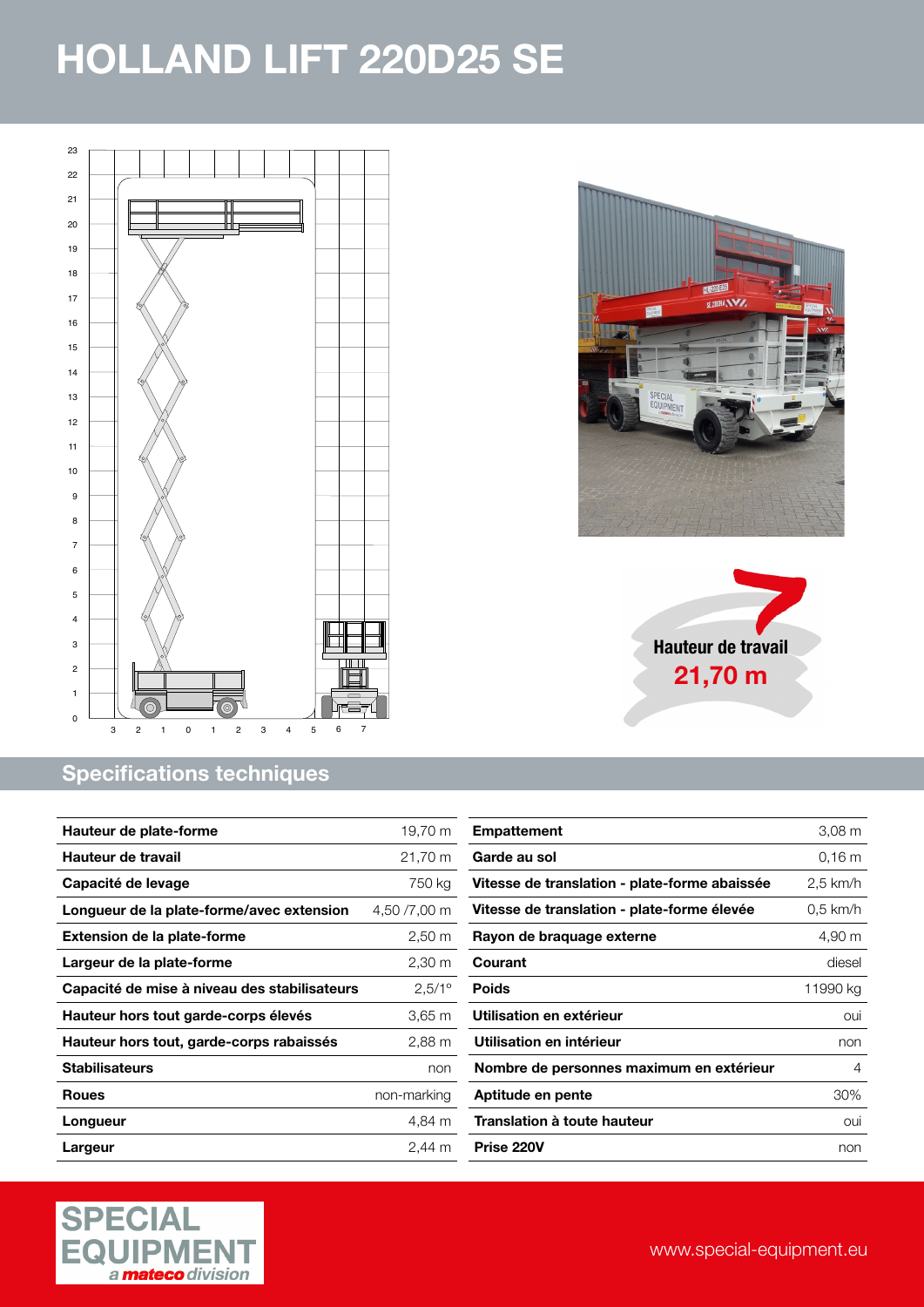# HOLLAND LIFT 220D25 SE

Hauteur de travail
**21,70 m**

## Specifications techniques

| Hauteur de plate-forme | 19,70 m |
|---|---|
| **Hauteur de travail** | 21,70 m |
| **Capacité de levage** | 750 kg |
| **Longueur de la plate-forme/avec extension** | 4,50 /7,00 m |
| **Extension de la plate-forme** | 2,50 m |
| **Largeur de la plate-forme** | 2,30 m |
| **Capacité de mise à niveau des stabilisateurs** | 2,5/1° |
| **Hauteur hors tout garde-corps élevés** | 3,65 m |
| **Hauteur hors tout, garde-corps rabaissés** | 2,88 m |
| **Stabilisateurs** | non |
| **Roues** | non-marking |
| **Longueur** | 4,84 m |
| **Largeur** | 2,44 m |

| Empattement | 3,08 m |
|---|---|
| **Garde au sol** | 0,16 m |
| **Vitesse de translation - plate-forme abaissée** | 2,5 km/h |
| **Vitesse de translation - plate-forme élevée** | 0,5 km/h |
| **Rayon de braquage externe** | 4,90 m |
| **Courant** | diesel |
| **Poids** | 11990 kg |
| **Utilisation en extérieur** | oui |
| **Utilisation en intérieur** | non |
| **Nombre de personnes maximum en extérieur** | 4 |
| **Aptitude en pente** | 30% |
| **Translation à toute hauteur** | oui |
| **Prise 220V** | non |

SPECIAL EQUIPMENT
*a mateco division*

www.special-equipment.eu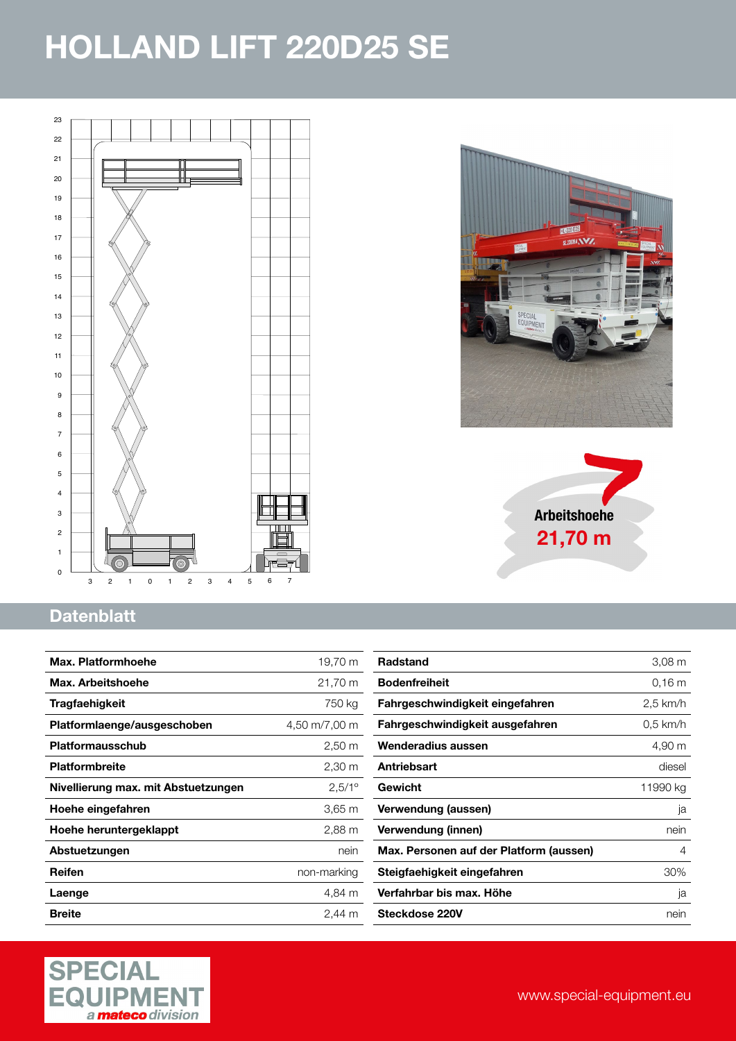# HOLLAND LIFT 220D25 SE

**Arbeitshoehe**
**21,70 m**

## Datenblatt

| | |
|---|---|
| **Max. Platformhoehe** | 19,70 m |
| **Max. Arbeitshoehe** | 21,70 m |
| **Tragfaehigkeit** | 750 kg |
| **Platformlaenge/ausgeschoben** | 4,50 m/7,00 m |
| **Platformausschub** | 2,50 m |
| **Platformbreite** | 2,30 m |
| **Nivellierung max. mit Abstuetzungen** | 2,5/1° |
| **Hoehe eingefahren** | 3,65 m |
| **Hoehe heruntergeklappt** | 2,88 m |
| **Abstuetzungen** | nein |
| **Reifen** | non-marking |
| **Laenge** | 4,84 m |
| **Breite** | 2,44 m |

| | |
|---|---|
| **Radstand** | 3,08 m |
| **Bodenfreiheit** | 0,16 m |
| **Fahrgeschwindigkeit eingefahren** | 2,5 km/h |
| **Fahrgeschwindigkeit ausgefahren** | 0,5 km/h |
| **Wenderadius aussen** | 4,90 m |
| **Antriebsart** | diesel |
| **Gewicht** | 11990 kg |
| **Verwendung (aussen)** | ja |
| **Verwendung (innen)** | nein |
| **Max. Personen auf der Platform (aussen)** | 4 |
| **Steigfaehigkeit eingefahren** | 30% |
| **Verfahrbar bis max. Höhe** | ja |
| **Steckdose 220V** | nein |

SPECIAL EQUIPMENT
*a mateco division*

www.special-equipment.eu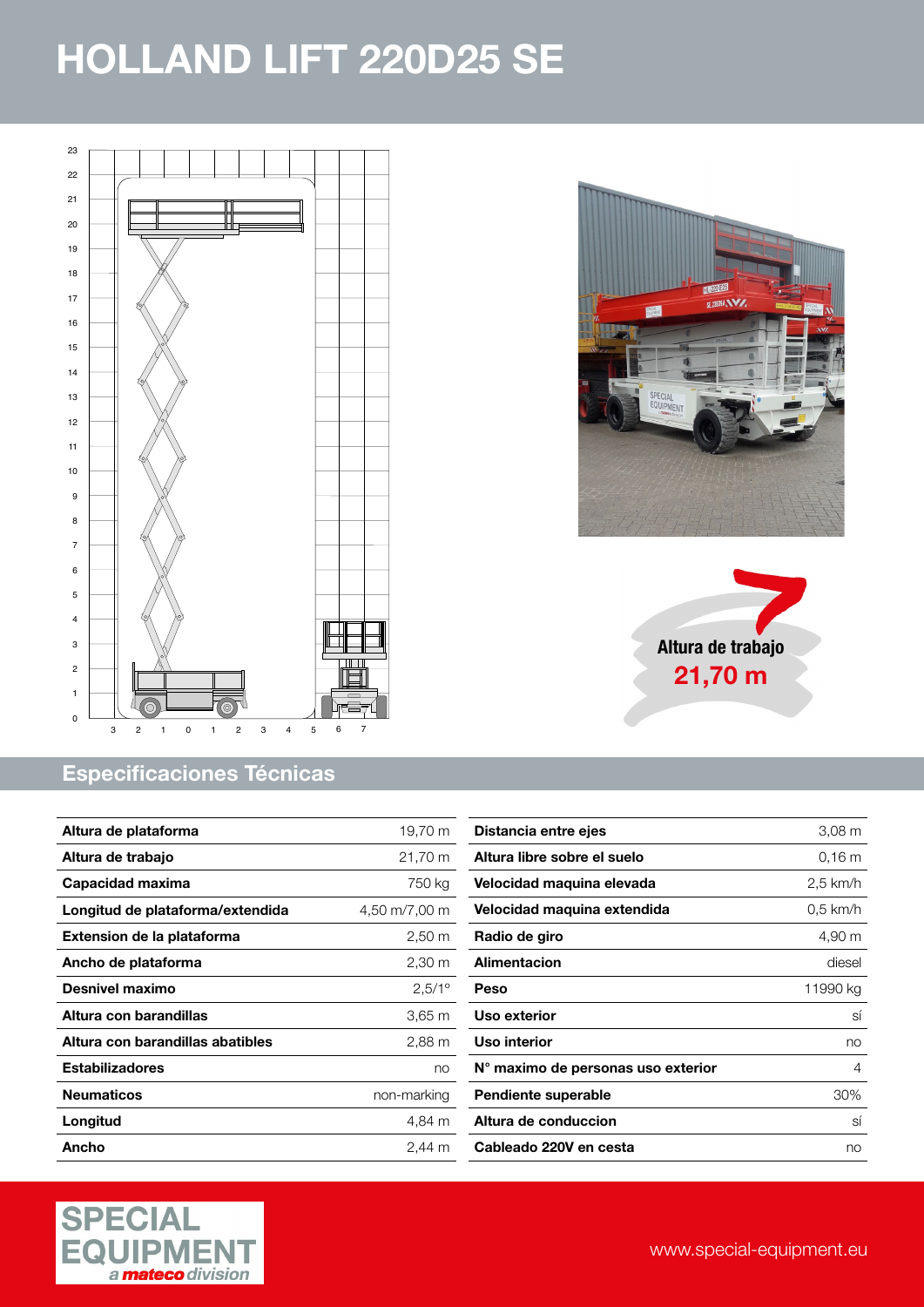# HOLLAND LIFT 220D25 SE

23
22
21
20
19
18
17
16
15
14
13
12
11
10
9
8
7
6
5
4
3
2
1
0

3 2 1 0 1 2 3 4 5 6 7

Altura de trabajo
**21,70 m**

## Especificaciones Técnicas

| | |
|---|---|
| **Altura de plataforma** | 19,70 m |
| **Altura de trabajo** | 21,70 m |
| **Capacidad maxima** | 750 kg |
| **Longitud de plataforma/extendida** | 4,50 m/7,00 m |
| **Extension de la plataforma** | 2,50 m |
| **Ancho de plataforma** | 2,30 m |
| **Desnivel maximo** | 2,5/1° |
| **Altura con barandillas** | 3,65 m |
| **Altura con barandillas abatibles** | 2,88 m |
| **Estabilizadores** | no |
| **Neumaticos** | non-marking |
| **Longitud** | 4,84 m |
| **Ancho** | 2,44 m |

| | |
|---|---|
| **Distancia entre ejes** | 3,08 m |
| **Altura libre sobre el suelo** | 0,16 m |
| **Velocidad maquina elevada** | 2,5 km/h |
| **Velocidad maquina extendida** | 0,5 km/h |
| **Radio de giro** | 4,90 m |
| **Alimentacion** | diesel |
| **Peso** | 11990 kg |
| **Uso exterior** | sí |
| **Uso interior** | no |
| **N° maximo de personas uso exterior** | 4 |
| **Pendiente superable** | 30% |
| **Altura de conduccion** | sí |
| **Cableado 220V en cesta** | no |

SPECIAL EQUIPMENT
*a mateco division*

www.special-equipment.eu